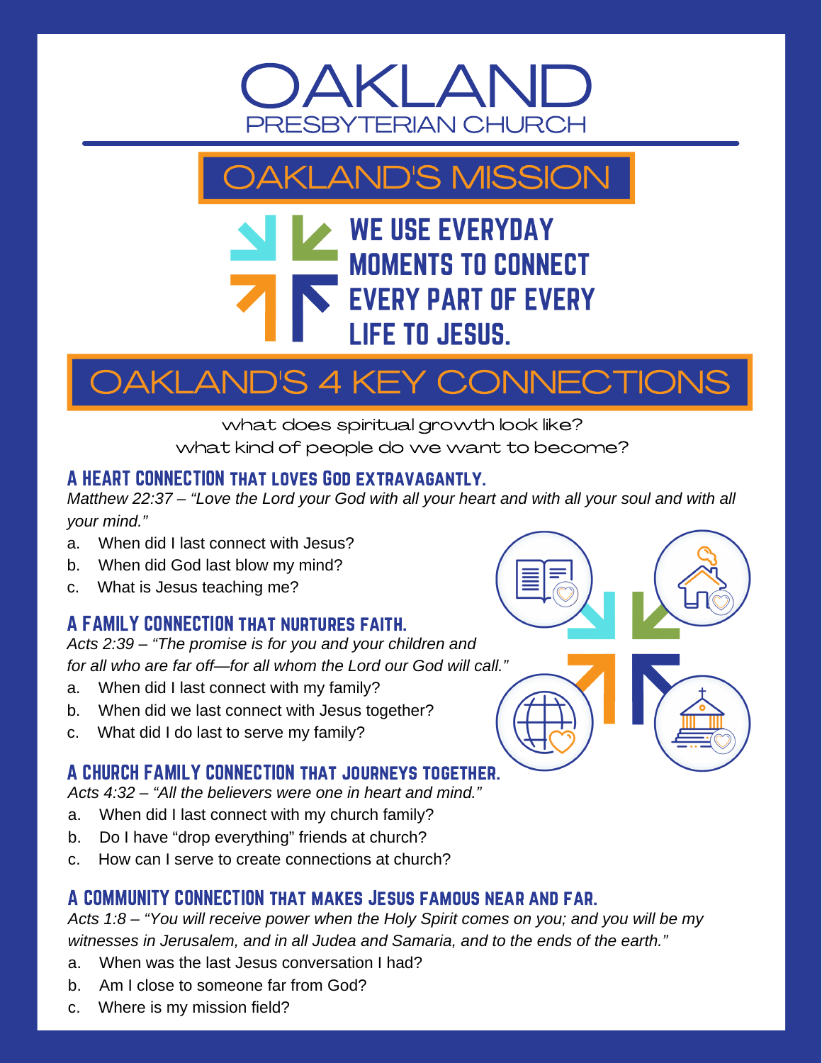# OAKLAND
PRESBYTERIAN CHURCH

## OAKLAND'S MISSION

**WE USE EVERYDAY MOMENTS TO CONNECT EVERY PART OF EVERY LIFE TO JESUS.**

## OAKLAND'S 4 KEY CONNECTIONS

what does spiritual growth look like?
what kind of people do we want to become?

### A HEART CONNECTION THAT LOVES GOD EXTRAVAGANTLY.

*Matthew 22:37 – "Love the Lord your God with all your heart and with all your soul and with all your mind."*

a. When did I last connect with Jesus?
b. When did God last blow my mind?
c. What is Jesus teaching me?

### A FAMILY CONNECTION THAT NURTURES FAITH.

*Acts 2:39 – "The promise is for you and your children and for all who are far off—for all whom the Lord our God will call."*

a. When did I last connect with my family?
b. When did we last connect with Jesus together?
c. What did I do last to serve my family?

### A CHURCH FAMILY CONNECTION THAT JOURNEYS TOGETHER.

*Acts 4:32 – "All the believers were one in heart and mind."*

a. When did I last connect with my church family?
b. Do I have "drop everything" friends at church?
c. How can I serve to create connections at church?

### A COMMUNITY CONNECTION THAT MAKES JESUS FAMOUS NEAR AND FAR.

*Acts 1:8 – "You will receive power when the Holy Spirit comes on you; and you will be my witnesses in Jerusalem, and in all Judea and Samaria, and to the ends of the earth."*

a. When was the last Jesus conversation I had?
b. Am I close to someone far from God?
c. Where is my mission field?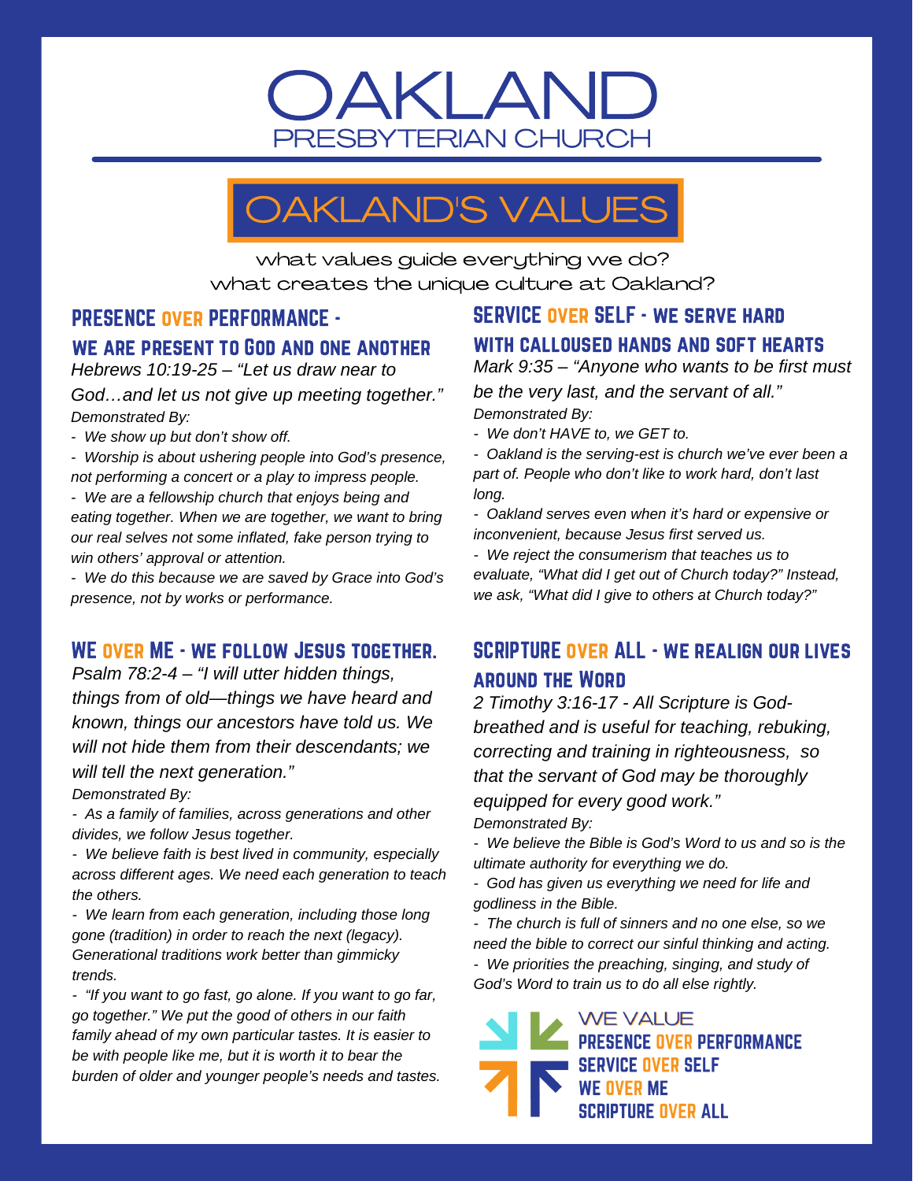# OAKLAND
## PRESBYTERIAN CHURCH

## OAKLAND'S VALUES

what values guide everything we do?
what creates the unique culture at Oakland?

### PRESENCE OVER PERFORMANCE - WE ARE PRESENT TO GOD AND ONE ANOTHER

*Hebrews 10:19-25 – "Let us draw near to God…and let us not give up meeting together."*

*Demonstrated By:*

- *We show up but don't show off.*
- *Worship is about ushering people into God's presence, not performing a concert or a play to impress people.*
- *We are a fellowship church that enjoys being and eating together. When we are together, we want to bring our real selves not some inflated, fake person trying to win others' approval or attention.*
- *We do this because we are saved by Grace into God's presence, not by works or performance.*

### WE OVER ME - WE FOLLOW JESUS TOGETHER.

*Psalm 78:2-4 – "I will utter hidden things, things from of old—things we have heard and known, things our ancestors have told us. We will not hide them from their descendants; we will tell the next generation."*

*Demonstrated By:*

- *As a family of families, across generations and other divides, we follow Jesus together.*
- *We believe faith is best lived in community, especially across different ages. We need each generation to teach the others.*
- *We learn from each generation, including those long gone (tradition) in order to reach the next (legacy). Generational traditions work better than gimmicky trends.*
- *"If you want to go fast, go alone. If you want to go far, go together." We put the good of others in our faith family ahead of my own particular tastes. It is easier to be with people like me, but it is worth it to bear the burden of older and younger people's needs and tastes.*

### SERVICE OVER SELF - WE SERVE HARD WITH CALLOUSED HANDS AND SOFT HEARTS

*Mark 9:35 – "Anyone who wants to be first must be the very last, and the servant of all."*

*Demonstrated By:*

- *We don't HAVE to, we GET to.*
- *Oakland is the serving-est is church we've ever been a part of. People who don't like to work hard, don't last long.*
- *Oakland serves even when it's hard or expensive or inconvenient, because Jesus first served us.*
- *We reject the consumerism that teaches us to evaluate, "What did I get out of Church today?" Instead, we ask, "What did I give to others at Church today?"*

### SCRIPTURE OVER ALL - WE REALIGN OUR LIVES AROUND THE WORD

*2 Timothy 3:16-17 - All Scripture is God-breathed and is useful for teaching, rebuking, correcting and training in righteousness, so that the servant of God may be thoroughly equipped for every good work."*

*Demonstrated By:*

- *We believe the Bible is God's Word to us and so is the ultimate authority for everything we do.*
- *God has given us everything we need for life and godliness in the Bible.*
- *The church is full of sinners and no one else, so we need the bible to correct our sinful thinking and acting.*
- *We priorities the preaching, singing, and study of God's Word to train us to do all else rightly.*

WE VALUE
PRESENCE OVER PERFORMANCE
SERVICE OVER SELF
WE OVER ME
SCRIPTURE OVER ALL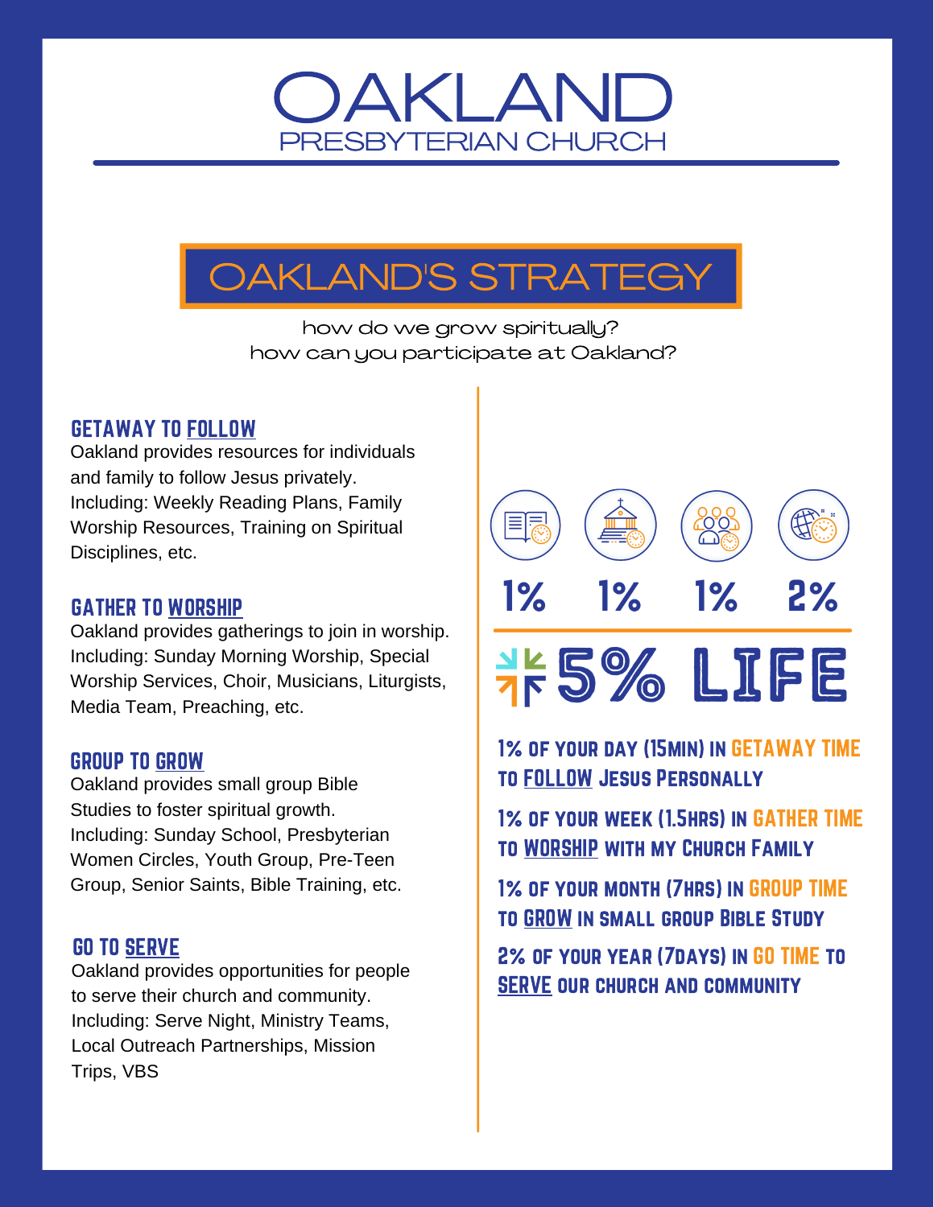# OAKLAND

PRESBYTERIAN CHURCH

## OAKLAND'S STRATEGY

how do we grow spiritually?
how can you participate at Oakland?

### GETAWAY TO FOLLOW

Oakland provides resources for individuals and family to follow Jesus privately. Including: Weekly Reading Plans, Family Worship Resources, Training on Spiritual Disciplines, etc.

### GATHER TO WORSHIP

Oakland provides gatherings to join in worship. Including: Sunday Morning Worship, Special Worship Services, Choir, Musicians, Liturgists, Media Team, Preaching, etc.

### GROUP TO GROW

Oakland provides small group Bible Studies to foster spiritual growth. Including: Sunday School, Presbyterian Women Circles, Youth Group, Pre-Teen Group, Senior Saints, Bible Training, etc.

### GO TO SERVE

Oakland provides opportunities for people to serve their church and community. Including: Serve Night, Ministry Teams, Local Outreach Partnerships, Mission Trips, VBS

1% 1% 1% 2%

## 5% LIFE

**1% OF YOUR DAY (15MIN) IN GETAWAY TIME TO FOLLOW JESUS PERSONALLY**

**1% OF YOUR WEEK (1.5HRS) IN GATHER TIME TO WORSHIP WITH MY CHURCH FAMILY**

**1% OF YOUR MONTH (7HRS) IN GROUP TIME TO GROW IN SMALL GROUP BIBLE STUDY**

**2% OF YOUR YEAR (7DAYS) IN GO TIME TO SERVE OUR CHURCH AND COMMUNITY**